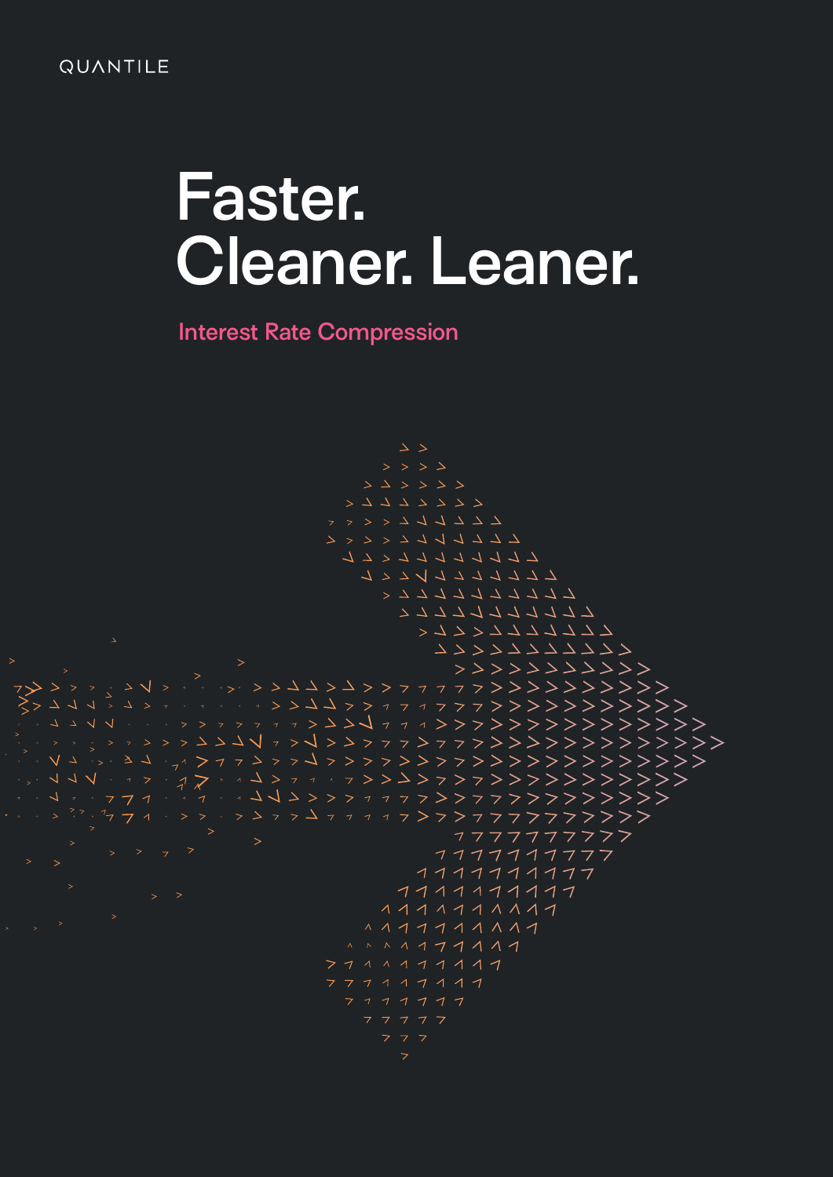QUANTILE

# Faster.
# Cleaner. Leaner.

Interest Rate Compression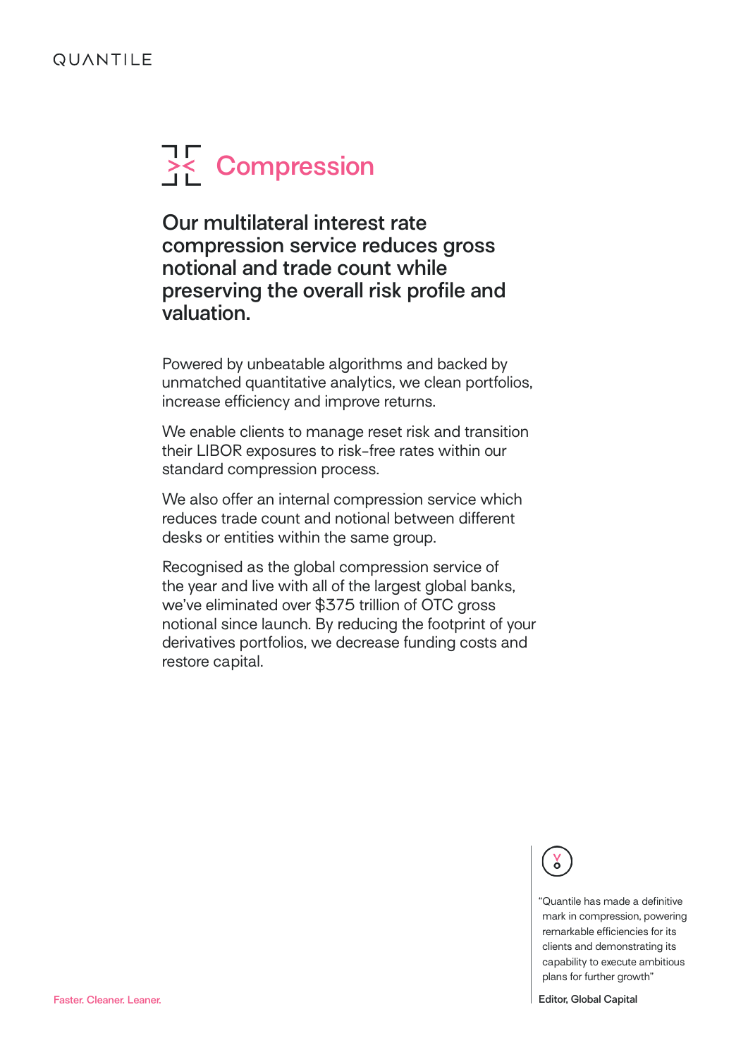# Compression

## Our multilateral interest rate compression service reduces gross notional and trade count while preserving the overall risk profile and valuation.

Powered by unbeatable algorithms and backed by unmatched quantitative analytics, we clean portfolios, increase efficiency and improve returns.

We enable clients to manage reset risk and transition their LIBOR exposures to risk-free rates within our standard compression process.

We also offer an internal compression service which reduces trade count and notional between different desks or entities within the same group.

Recognised as the global compression service of the year and live with all of the largest global banks, we've eliminated over $375 trillion of OTC gross notional since launch. By reducing the footprint of your derivatives portfolios, we decrease funding costs and restore capital.

> "Quantile has made a definitive mark in compression, powering remarkable efficiencies for its clients and demonstrating its capability to execute ambitious plans for further growth"
>
> **Editor, Global Capital**

Faster. Cleaner. Leaner.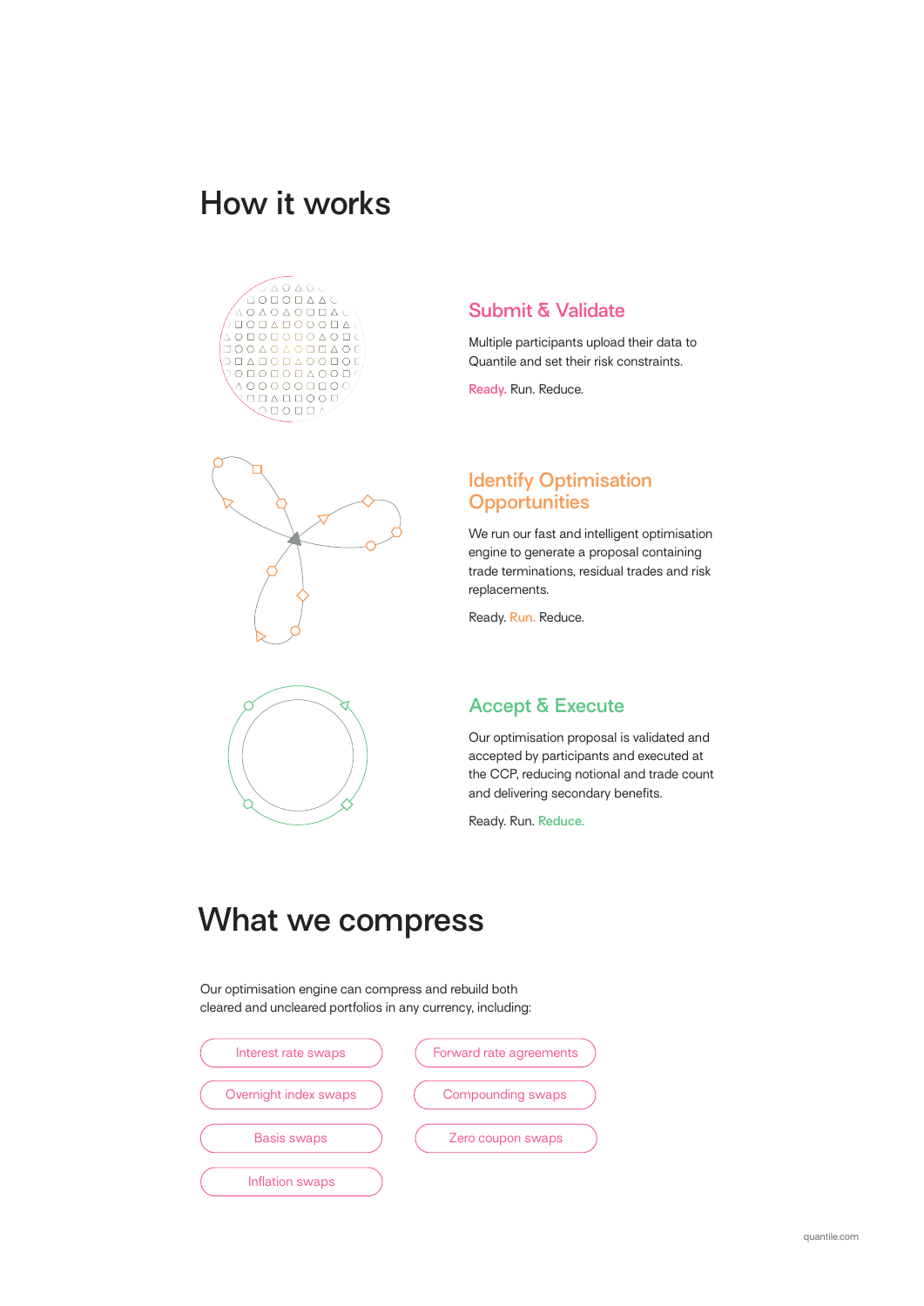# How it works

## Submit & Validate

Multiple participants upload their data to Quantile and set their risk constraints.

Ready. Run. Reduce.

## Identify Optimisation Opportunities

We run our fast and intelligent optimisation engine to generate a proposal containing trade terminations, residual trades and risk replacements.

Ready. Run. Reduce.

## Accept & Execute

Our optimisation proposal is validated and accepted by participants and executed at the CCP, reducing notional and trade count and delivering secondary benefits.

Ready. Run. Reduce.

# What we compress

Our optimisation engine can compress and rebuild both cleared and uncleared portfolios in any currency, including:

- Interest rate swaps
- Forward rate agreements
- Overnight index swaps
- Compounding swaps
- Basis swaps
- Zero coupon swaps
- Inflation swaps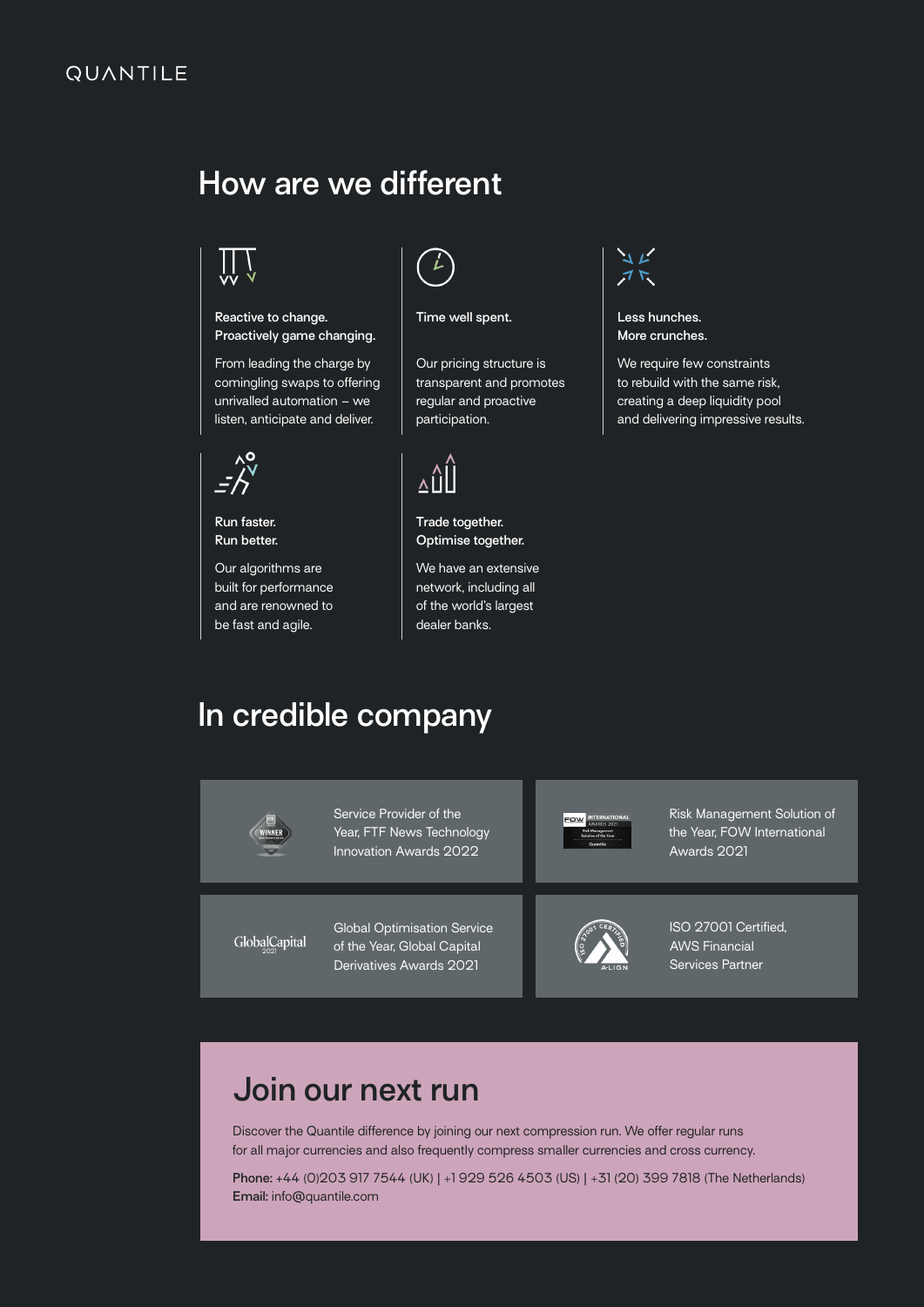QUANTILE

## How are we different

**Reactive to change. Proactively game changing.**

From leading the charge by comingling swaps to offering unrivalled automation – we listen, anticipate and deliver.

**Time well spent.**

Our pricing structure is transparent and promotes regular and proactive participation.

**Less hunches. More crunches.**

We require few constraints to rebuild with the same risk, creating a deep liquidity pool and delivering impressive results.

**Run faster. Run better.**

Our algorithms are built for performance and are renowned to be fast and agile.

**Trade together. Optimise together.**

We have an extensive network, including all of the world's largest dealer banks.

## In credible company

Service Provider of the Year, FTF News Technology Innovation Awards 2022

Risk Management Solution of the Year, FOW International Awards 2021

Global Optimisation Service of the Year, Global Capital Derivatives Awards 2021

ISO 27001 Certified, AWS Financial Services Partner

## Join our next run

Discover the Quantile difference by joining our next compression run. We offer regular runs for all major currencies and also frequently compress smaller currencies and cross currency.

**Phone:** +44 (0)203 917 7544 (UK) | +1 929 526 4503 (US) | +31 (20) 399 7818 (The Netherlands)
**Email:** info@quantile.com